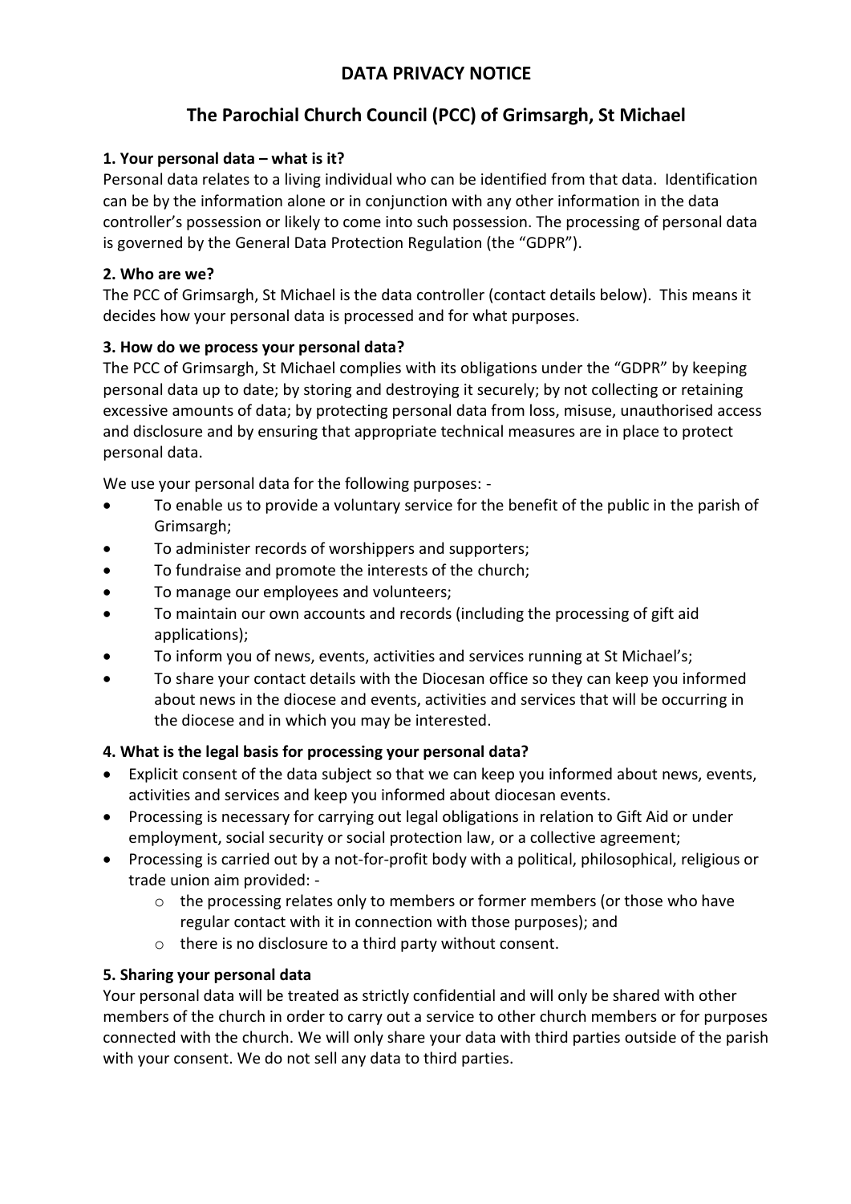# DATA PRIVACY NOTICE

## The Parochial Church Council (PCC) of Grimsargh, St Michael

**1. Your personal data – what is it?**

Personal data relates to a living individual who can be identified from that data. Identification can be by the information alone or in conjunction with any other information in the data controller's possession or likely to come into such possession. The processing of personal data is governed by the General Data Protection Regulation (the "GDPR").

**2. Who are we?**

The PCC of Grimsargh, St Michael is the data controller (contact details below). This means it decides how your personal data is processed and for what purposes.

**3. How do we process your personal data?**

The PCC of Grimsargh, St Michael complies with its obligations under the "GDPR" by keeping personal data up to date; by storing and destroying it securely; by not collecting or retaining excessive amounts of data; by protecting personal data from loss, misuse, unauthorised access and disclosure and by ensuring that appropriate technical measures are in place to protect personal data.

We use your personal data for the following purposes: -

- To enable us to provide a voluntary service for the benefit of the public in the parish of Grimsargh;
- To administer records of worshippers and supporters;
- To fundraise and promote the interests of the church;
- To manage our employees and volunteers;
- To maintain our own accounts and records (including the processing of gift aid applications);
- To inform you of news, events, activities and services running at St Michael's;
- To share your contact details with the Diocesan office so they can keep you informed about news in the diocese and events, activities and services that will be occurring in the diocese and in which you may be interested.

**4. What is the legal basis for processing your personal data?**

- Explicit consent of the data subject so that we can keep you informed about news, events, activities and services and keep you informed about diocesan events.
- Processing is necessary for carrying out legal obligations in relation to Gift Aid or under employment, social security or social protection law, or a collective agreement;
- Processing is carried out by a not-for-profit body with a political, philosophical, religious or trade union aim provided: -
  - the processing relates only to members or former members (or those who have regular contact with it in connection with those purposes); and
  - there is no disclosure to a third party without consent.

**5. Sharing your personal data**

Your personal data will be treated as strictly confidential and will only be shared with other members of the church in order to carry out a service to other church members or for purposes connected with the church. We will only share your data with third parties outside of the parish with your consent. We do not sell any data to third parties.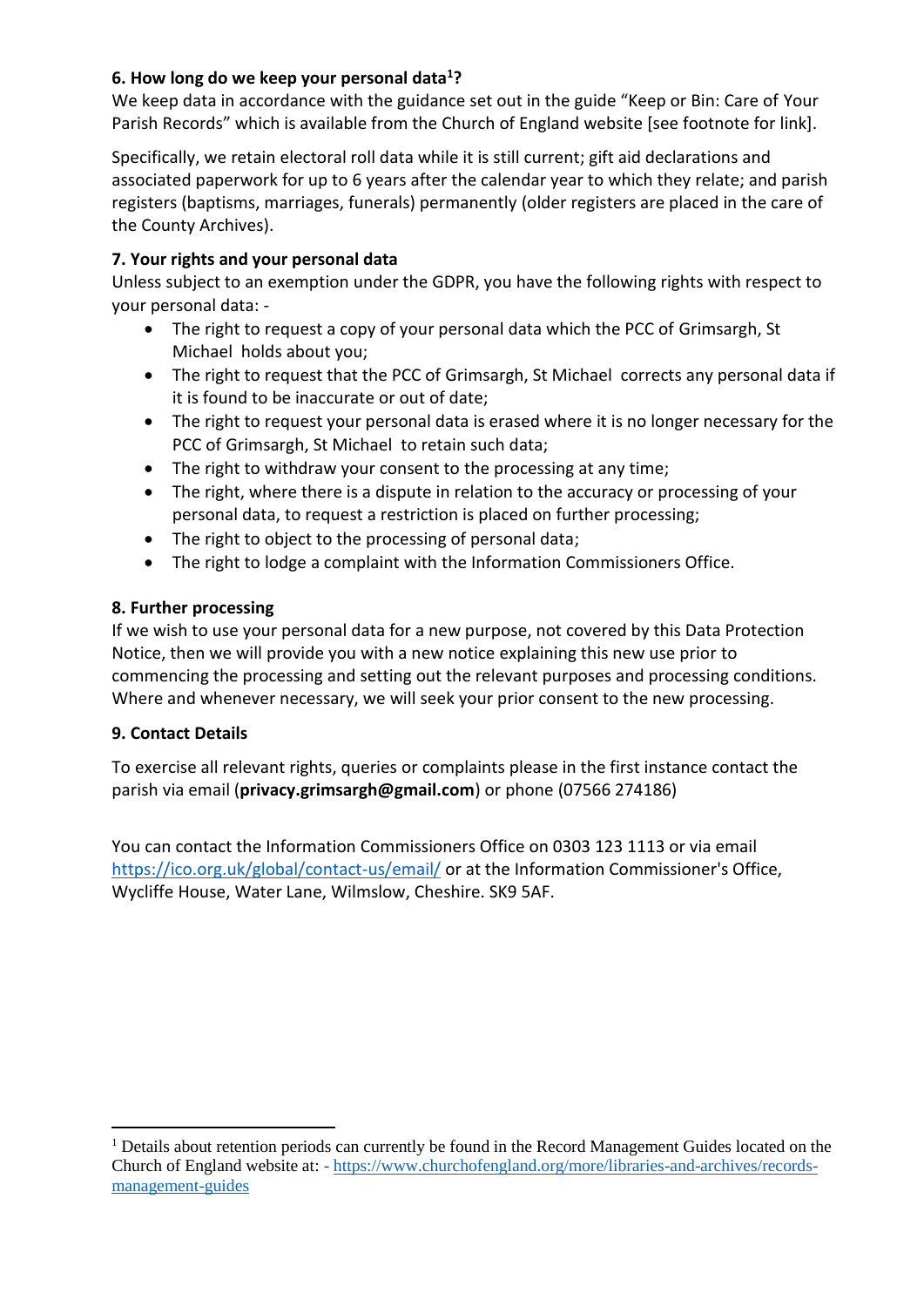### 6. How long do we keep your personal data[1]?

We keep data in accordance with the guidance set out in the guide "Keep or Bin: Care of Your Parish Records" which is available from the Church of England website [see footnote for link].

Specifically, we retain electoral roll data while it is still current; gift aid declarations and associated paperwork for up to 6 years after the calendar year to which they relate; and parish registers (baptisms, marriages, funerals) permanently (older registers are placed in the care of the County Archives).

### 7. Your rights and your personal data

Unless subject to an exemption under the GDPR, you have the following rights with respect to your personal data: -

- The right to request a copy of your personal data which the PCC of Grimsargh, St Michael holds about you;
- The right to request that the PCC of Grimsargh, St Michael corrects any personal data if it is found to be inaccurate or out of date;
- The right to request your personal data is erased where it is no longer necessary for the PCC of Grimsargh, St Michael to retain such data;
- The right to withdraw your consent to the processing at any time;
- The right, where there is a dispute in relation to the accuracy or processing of your personal data, to request a restriction is placed on further processing;
- The right to object to the processing of personal data;
- The right to lodge a complaint with the Information Commissioners Office.

### 8. Further processing

If we wish to use your personal data for a new purpose, not covered by this Data Protection Notice, then we will provide you with a new notice explaining this new use prior to commencing the processing and setting out the relevant purposes and processing conditions. Where and whenever necessary, we will seek your prior consent to the new processing.

### 9. Contact Details

To exercise all relevant rights, queries or complaints please in the first instance contact the parish via email (**privacy.grimsargh@gmail.com**) or phone (07566 274186)

You can contact the Information Commissioners Office on 0303 123 1113 or via email https://ico.org.uk/global/contact-us/email/ or at the Information Commissioner's Office, Wycliffe House, Water Lane, Wilmslow, Cheshire. SK9 5AF.

---

[1] Details about retention periods can currently be found in the Record Management Guides located on the Church of England website at: - https://www.churchofengland.org/more/libraries-and-archives/records-management-guides